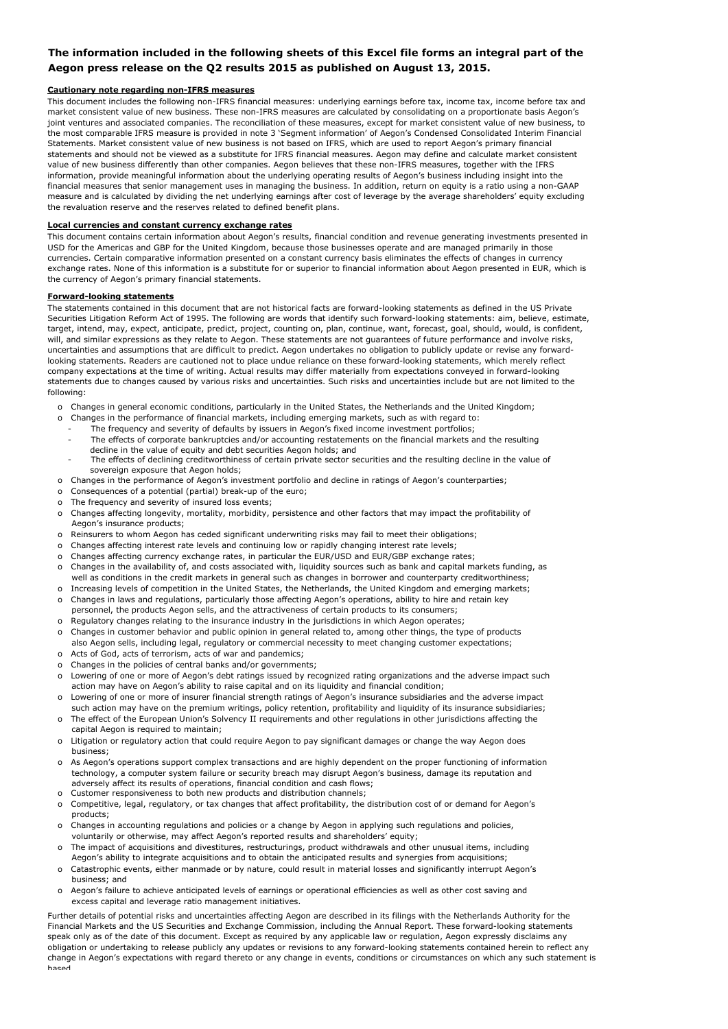**The information included in the following sheets of this Excel file forms an integral part of the Aegon press release on the Q2 results 2015 as published on August 13, 2015.**

**Cautionary note regarding non-IFRS measures**

This document includes the following non-IFRS financial measures: underlying earnings before tax, income tax, income before tax and market consistent value of new business. These non-IFRS measures are calculated by consolidating on a proportionate basis Aegon's joint ventures and associated companies. The reconciliation of these measures, except for market consistent value of new business, to the most comparable IFRS measure is provided in note 3 'Segment information' of Aegon's Condensed Consolidated Interim Financial Statements. Market consistent value of new business is not based on IFRS, which are used to report Aegon's primary financial statements and should not be viewed as a substitute for IFRS financial measures. Aegon may define and calculate market consistent value of new business differently than other companies. Aegon believes that these non-IFRS measures, together with the IFRS information, provide meaningful information about the underlying operating results of Aegon's business including insight into the financial measures that senior management uses in managing the business. In addition, return on equity is a ratio using a non-GAAP measure and is calculated by dividing the net underlying earnings after cost of leverage by the average shareholders' equity excluding the revaluation reserve and the reserves related to defined benefit plans.

**Local currencies and constant currency exchange rates**

This document contains certain information about Aegon's results, financial condition and revenue generating investments presented in USD for the Americas and GBP for the United Kingdom, because those businesses operate and are managed primarily in those currencies. Certain comparative information presented on a constant currency basis eliminates the effects of changes in currency exchange rates. None of this information is a substitute for or superior to financial information about Aegon presented in EUR, which is the currency of Aegon's primary financial statements.

**Forward-looking statements**

The statements contained in this document that are not historical facts are forward-looking statements as defined in the US Private Securities Litigation Reform Act of 1995. The following are words that identify such forward-looking statements: aim, believe, estimate, target, intend, may, expect, anticipate, predict, project, counting on, plan, continue, want, forecast, goal, should, would, is confident, will, and similar expressions as they relate to Aegon. These statements are not guarantees of future performance and involve risks, uncertainties and assumptions that are difficult to predict. Aegon undertakes no obligation to publicly update or revise any forward-looking statements. Readers are cautioned not to place undue reliance on these forward-looking statements, which merely reflect company expectations at the time of writing. Actual results may differ materially from expectations conveyed in forward-looking statements due to changes caused by various risks and uncertainties. Such risks and uncertainties include but are not limited to the following:

- Changes in general economic conditions, particularly in the United States, the Netherlands and the United Kingdom;
- Changes in the performance of financial markets, including emerging markets, such as with regard to:
  - The frequency and severity of defaults by issuers in Aegon's fixed income investment portfolios;
  - The effects of corporate bankruptcies and/or accounting restatements on the financial markets and the resulting decline in the value of equity and debt securities Aegon holds; and
  - The effects of declining creditworthiness of certain private sector securities and the resulting decline in the value of sovereign exposure that Aegon holds;
- Changes in the performance of Aegon's investment portfolio and decline in ratings of Aegon's counterparties;
- Consequences of a potential (partial) break-up of the euro;
- The frequency and severity of insured loss events;
- Changes affecting longevity, mortality, morbidity, persistence and other factors that may impact the profitability of Aegon's insurance products;
- Reinsurers to whom Aegon has ceded significant underwriting risks may fail to meet their obligations;
- Changes affecting interest rate levels and continuing low or rapidly changing interest rate levels;
- Changes affecting currency exchange rates, in particular the EUR/USD and EUR/GBP exchange rates;
- Changes in the availability of, and costs associated with, liquidity sources such as bank and capital markets funding, as well as conditions in the credit markets in general such as changes in borrower and counterparty creditworthiness;
- Increasing levels of competition in the United States, the Netherlands, the United Kingdom and emerging markets;
- Changes in laws and regulations, particularly those affecting Aegon's operations, ability to hire and retain key personnel, the products Aegon sells, and the attractiveness of certain products to its consumers;
- Regulatory changes relating to the insurance industry in the jurisdictions in which Aegon operates;
- Changes in customer behavior and public opinion in general related to, among other things, the type of products also Aegon sells, including legal, regulatory or commercial necessity to meet changing customer expectations;
- Acts of God, acts of terrorism, acts of war and pandemics;
- Changes in the policies of central banks and/or governments;
- Lowering of one or more of Aegon's debt ratings issued by recognized rating organizations and the adverse impact such action may have on Aegon's ability to raise capital and on its liquidity and financial condition;
- Lowering of one or more of insurer financial strength ratings of Aegon's insurance subsidiaries and the adverse impact such action may have on the premium writings, policy retention, profitability and liquidity of its insurance subsidiaries;
- The effect of the European Union's Solvency II requirements and other regulations in other jurisdictions affecting the capital Aegon is required to maintain;
- Litigation or regulatory action that could require Aegon to pay significant damages or change the way Aegon does business;
- As Aegon's operations support complex transactions and are highly dependent on the proper functioning of information technology, a computer system failure or security breach may disrupt Aegon's business, damage its reputation and adversely affect its results of operations, financial condition and cash flows;
- Customer responsiveness to both new products and distribution channels;
- Competitive, legal, regulatory, or tax changes that affect profitability, the distribution cost of or demand for Aegon's products;
- Changes in accounting regulations and policies or a change by Aegon in applying such regulations and policies, voluntarily or otherwise, may affect Aegon's reported results and shareholders' equity;
- The impact of acquisitions and divestitures, restructurings, product withdrawals and other unusual items, including Aegon's ability to integrate acquisitions and to obtain the anticipated results and synergies from acquisitions;
- Catastrophic events, either manmade or by nature, could result in material losses and significantly interrupt Aegon's business; and
- Aegon's failure to achieve anticipated levels of earnings or operational efficiencies as well as other cost saving and excess capital and leverage ratio management initiatives.

Further details of potential risks and uncertainties affecting Aegon are described in its filings with the Netherlands Authority for the Financial Markets and the US Securities and Exchange Commission, including the Annual Report. These forward-looking statements speak only as of the date of this document. Except as required by any applicable law or regulation, Aegon expressly disclaims any obligation or undertaking to release publicly any updates or revisions to any forward-looking statements contained herein to reflect any change in Aegon's expectations with regard thereto or any change in events, conditions or circumstances on which any such statement is based.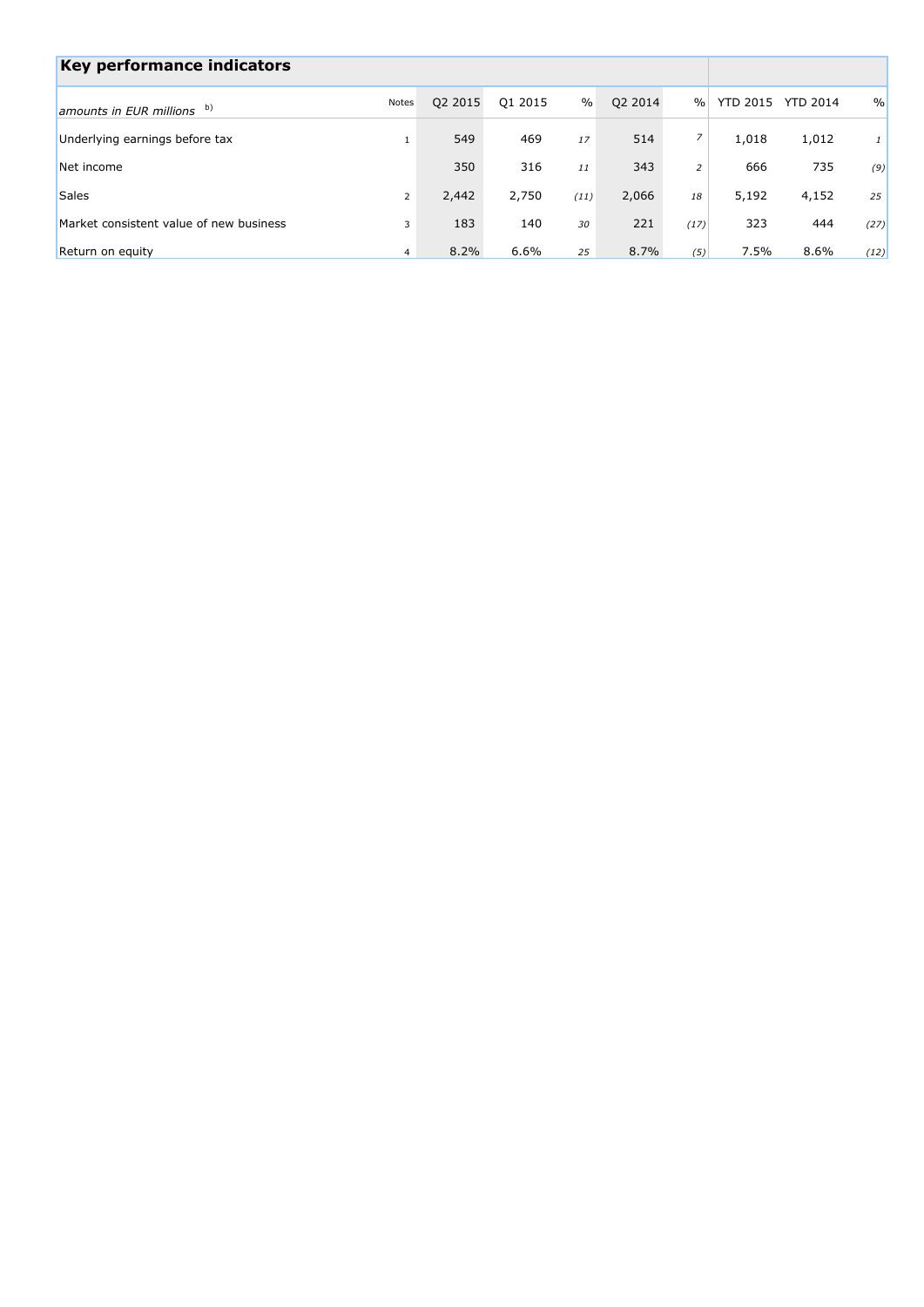## Key performance indicators

| *amounts in EUR millions* [b) ] | Notes | Q2 2015 | Q1 2015 | % | Q2 2014 | % | YTD 2015 | YTD 2014 | % |
|---|---|---|---|---|---|---|---|---|---|
| Underlying earnings before tax | 1 | 549 | 469 | *17* | 514 | *7* | 1,018 | 1,012 | *1* |
| Net income | | 350 | 316 | *11* | 343 | *2* | 666 | 735 | *(9)* |
| Sales | 2 | 2,442 | 2,750 | *(11)* | 2,066 | *18* | 5,192 | 4,152 | *25* |
| Market consistent value of new business | 3 | 183 | 140 | *30* | 221 | *(17)* | 323 | 444 | *(27)* |
| Return on equity | 4 | 8.2% | 6.6% | *25* | 8.7% | *(5)* | 7.5% | 8.6% | *(12)* |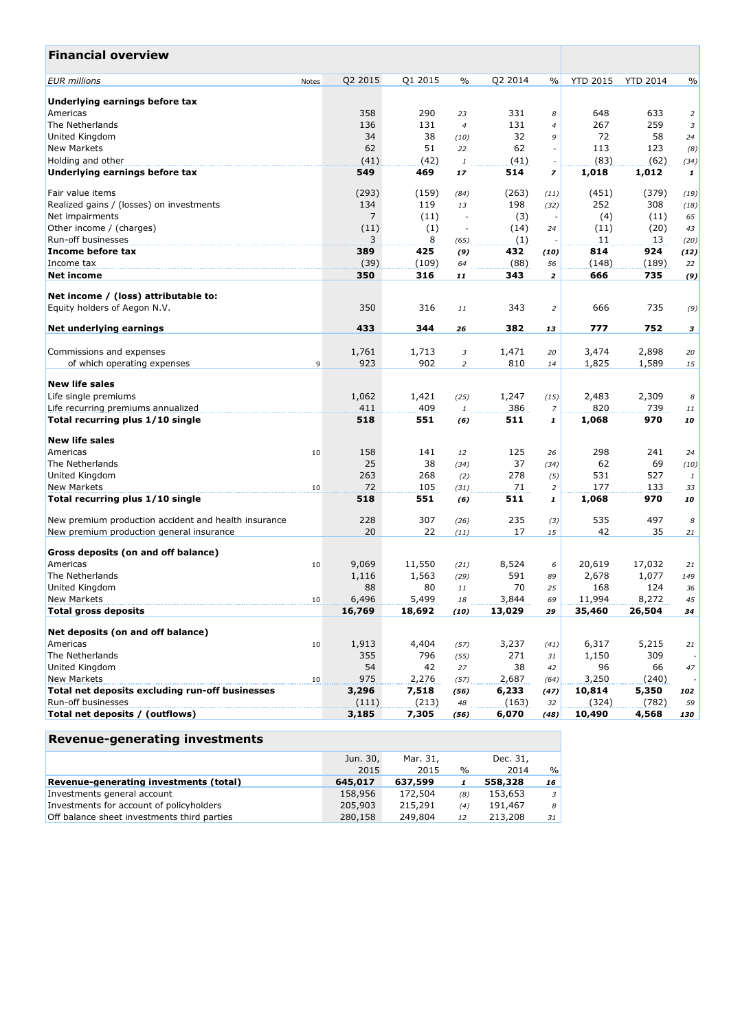## Financial overview

| EUR millions | Notes | Q2 2015 | Q1 2015 | % | Q2 2014 | % | YTD 2015 | YTD 2014 | % |
|---|---|---|---|---|---|---|---|---|---|
| **Underlying earnings before tax** | | | | | | | | | |
| Americas | | 358 | 290 | 23 | 331 | 8 | 648 | 633 | 2 |
| The Netherlands | | 136 | 131 | 4 | 131 | 4 | 267 | 259 | 3 |
| United Kingdom | | 34 | 38 | (10) | 32 | 9 | 72 | 58 | 24 |
| New Markets | | 62 | 51 | 22 | 62 | - | 113 | 123 | (8) |
| Holding and other | | (41) | (42) | 1 | (41) | - | (83) | (62) | (34) |
| **Underlying earnings before tax** | | **549** | **469** | **17** | **514** | **7** | **1,018** | **1,012** | **1** |
| | | | | | | | | | |
| Fair value items | | (293) | (159) | (84) | (263) | (11) | (451) | (379) | (19) |
| Realized gains / (losses) on investments | | 134 | 119 | 13 | 198 | (32) | 252 | 308 | (18) |
| Net impairments | | 7 | (11) | - | (3) | - | (4) | (11) | 65 |
| Other income / (charges) | | (11) | (1) | - | (14) | 24 | (11) | (20) | 43 |
| Run-off businesses | | 3 | 8 | (65) | (1) | - | 11 | 13 | (20) |
| **Income before tax** | | **389** | **425** | **(9)** | **432** | **(10)** | **814** | **924** | **(12)** |
| Income tax | | (39) | (109) | 64 | (88) | 56 | (148) | (189) | 22 |
| **Net income** | | **350** | **316** | **11** | **343** | **2** | **666** | **735** | **(9)** |
| | | | | | | | | | |
| **Net income / (loss) attributable to:** | | | | | | | | | |
| Equity holders of Aegon N.V. | | 350 | 316 | 11 | 343 | 2 | 666 | 735 | (9) |
| | | | | | | | | | |
| **Net underlying earnings** | | **433** | **344** | **26** | **382** | **13** | **777** | **752** | **3** |
| | | | | | | | | | |
| Commissions and expenses | | 1,761 | 1,713 | 3 | 1,471 | 20 | 3,474 | 2,898 | 20 |
| of which operating expenses | 9 | 923 | 902 | 2 | 810 | 14 | 1,825 | 1,589 | 15 |
| | | | | | | | | | |
| **New life sales** | | | | | | | | | |
| Life single premiums | | 1,062 | 1,421 | (25) | 1,247 | (15) | 2,483 | 2,309 | 8 |
| Life recurring premiums annualized | | 411 | 409 | 1 | 386 | 7 | 820 | 739 | 11 |
| **Total recurring plus 1/10 single** | | **518** | **551** | **(6)** | **511** | **1** | **1,068** | **970** | **10** |
| | | | | | | | | | |
| **New life sales** | | | | | | | | | |
| Americas | 10 | 158 | 141 | 12 | 125 | 26 | 298 | 241 | 24 |
| The Netherlands | | 25 | 38 | (34) | 37 | (34) | 62 | 69 | (10) |
| United Kingdom | | 263 | 268 | (2) | 278 | (5) | 531 | 527 | 1 |
| New Markets | 10 | 72 | 105 | (31) | 71 | 2 | 177 | 133 | 33 |
| **Total recurring plus 1/10 single** | | **518** | **551** | **(6)** | **511** | **1** | **1,068** | **970** | **10** |
| | | | | | | | | | |
| New premium production accident and health insurance | | 228 | 307 | (26) | 235 | (3) | 535 | 497 | 8 |
| New premium production general insurance | | 20 | 22 | (11) | 17 | 15 | 42 | 35 | 21 |
| | | | | | | | | | |
| **Gross deposits (on and off balance)** | | | | | | | | | |
| Americas | 10 | 9,069 | 11,550 | (21) | 8,524 | 6 | 20,619 | 17,032 | 21 |
| The Netherlands | | 1,116 | 1,563 | (29) | 591 | 89 | 2,678 | 1,077 | 149 |
| United Kingdom | | 88 | 80 | 11 | 70 | 25 | 168 | 124 | 36 |
| New Markets | 10 | 6,496 | 5,499 | 18 | 3,844 | 69 | 11,994 | 8,272 | 45 |
| **Total gross deposits** | | **16,769** | **18,692** | **(10)** | **13,029** | **29** | **35,460** | **26,504** | **34** |
| | | | | | | | | | |
| **Net deposits (on and off balance)** | | | | | | | | | |
| Americas | 10 | 1,913 | 4,404 | (57) | 3,237 | (41) | 6,317 | 5,215 | 21 |
| The Netherlands | | 355 | 796 | (55) | 271 | 31 | 1,150 | 309 | - |
| United Kingdom | | 54 | 42 | 27 | 38 | 42 | 96 | 66 | 47 |
| New Markets | 10 | 975 | 2,276 | (57) | 2,687 | (64) | 3,250 | (240) | - |
| **Total net deposits excluding run-off businesses** | | **3,296** | **7,518** | **(56)** | **6,233** | **(47)** | **10,814** | **5,350** | **102** |
| Run-off businesses | | (111) | (213) | 48 | (163) | 32 | (324) | (782) | 59 |
| **Total net deposits / (outflows)** | | **3,185** | **7,305** | **(56)** | **6,070** | **(48)** | **10,490** | **4,568** | **130** |

## Revenue-generating investments

| | Jun. 30, 2015 | Mar. 31, 2015 | % | Dec. 31, 2014 | % |
|---|---|---|---|---|---|
| **Revenue-generating investments (total)** | **645,017** | **637,599** | **1** | **558,328** | **16** |
| Investments general account | 158,956 | 172,504 | (8) | 153,653 | 3 |
| Investments for account of policyholders | 205,903 | 215,291 | (4) | 191,467 | 8 |
| Off balance sheet investments third parties | 280,158 | 249,804 | 12 | 213,208 | 31 |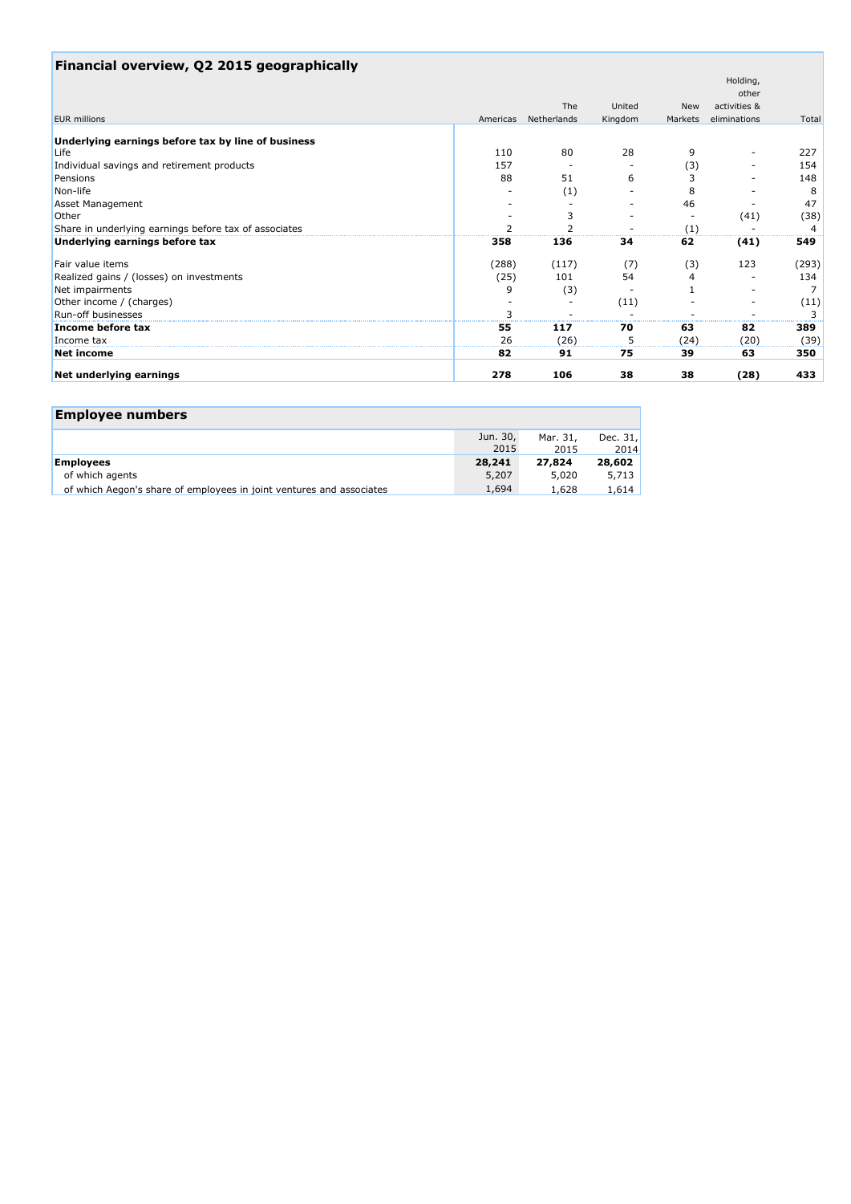## Financial overview, Q2 2015 geographically

| EUR millions | Americas | The Netherlands | United Kingdom | New Markets | Holding, other activities & eliminations | Total |
|---|---|---|---|---|---|---|
| **Underlying earnings before tax by line of business** | | | | | | |
| Life | 110 | 80 | 28 | 9 | - | 227 |
| Individual savings and retirement products | 157 | - | - | (3) | - | 154 |
| Pensions | 88 | 51 | 6 | 3 | - | 148 |
| Non-life | - | (1) | - | 8 | - | 8 |
| Asset Management | - | - | - | 46 | - | 47 |
| Other | - | 3 | - | - | (41) | (38) |
| Share in underlying earnings before tax of associates | 2 | 2 | - | (1) | - | 4 |
| **Underlying earnings before tax** | **358** | **136** | **34** | **62** | **(41)** | **549** |
| Fair value items | (288) | (117) | (7) | (3) | 123 | (293) |
| Realized gains / (losses) on investments | (25) | 101 | 54 | 4 | - | 134 |
| Net impairments | 9 | (3) | - | 1 | - | 7 |
| Other income / (charges) | - | - | (11) | - | - | (11) |
| Run-off businesses | 3 | - | - | - | - | 3 |
| **Income before tax** | **55** | **117** | **70** | **63** | **82** | **389** |
| Income tax | 26 | (26) | 5 | (24) | (20) | (39) |
| **Net income** | **82** | **91** | **75** | **39** | **63** | **350** |
| **Net underlying earnings** | **278** | **106** | **38** | **38** | **(28)** | **433** |

## Employee numbers

| | Jun. 30, 2015 | Mar. 31, 2015 | Dec. 31, 2014 |
|---|---|---|---|
| **Employees** | **28,241** | **27,824** | **28,602** |
| of which agents | 5,207 | 5,020 | 5,713 |
| of which Aegon's share of employees in joint ventures and associates | 1,694 | 1,628 | 1,614 |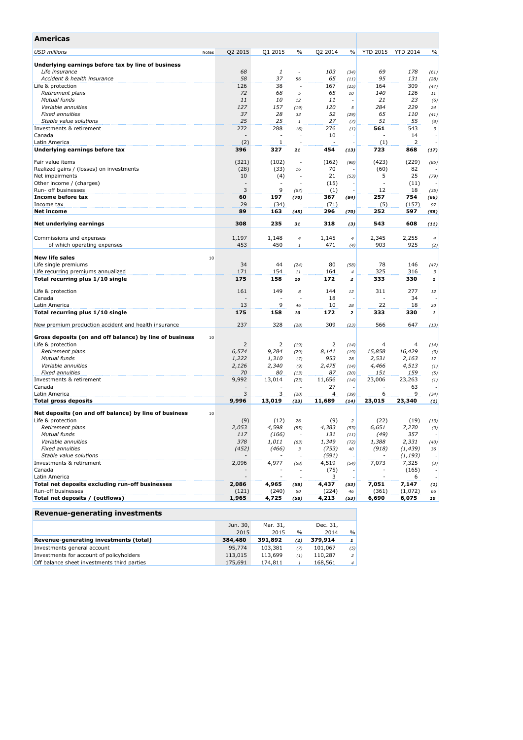## Americas

| USD millions | Notes | Q2 2015 | Q1 2015 | % | Q2 2014 | % | YTD 2015 | YTD 2014 | % |
|---|---|---|---|---|---|---|---|---|---|
| **Underlying earnings before tax by line of business** | | | | | | | | | |
| *Life insurance* | | *68* | *1* | *-* | *103* | *(34)* | *69* | *178* | *(61)* |
| *Accident & health insurance* | | *58* | *37* | *56* | *65* | *(11)* | *95* | *131* | *(28)* |
| Life & protection | | 126 | 38 | - | 167 | (25) | 164 | 309 | (47) |
| *Retirement plans* | | *72* | *68* | *5* | *65* | *10* | *140* | *126* | *11* |
| *Mutual funds* | | *11* | *10* | *12* | *11* | *-* | *21* | *23* | *(6)* |
| *Variable annuities* | | *127* | *157* | *(19)* | *120* | *5* | *284* | *229* | *24* |
| *Fixed annuities* | | *37* | *28* | *33* | *52* | *(29)* | *65* | *110* | *(41)* |
| *Stable value solutions* | | *25* | *25* | *1* | *27* | *(7)* | *51* | *55* | *(8)* |
| Investments & retirement | | 272 | 288 | (6) | 276 | (1) | **561** | 543 | 3 |
| Canada | | - | - | - | 10 | - | - | 14 | - |
| Latin America | | (2) | 1 | - | - | - | (1) | 2 | - |
| **Underlying earnings before tax** | | **396** | **327** | **21** | **454** | **(13)** | **723** | **868** | **(17)** |
| | | | | | | | | | |
| Fair value items | | (321) | (102) | - | (162) | (98) | (423) | (229) | (85) |
| Realized gains / (losses) on investments | | (28) | (33) | 16 | 70 | - | (60) | 82 | - |
| Net impairments | | 10 | (4) | - | 21 | (53) | 5 | 25 | (79) |
| Other income / (charges) | | - | - | - | (15) | - | - | (11) | - |
| Run- off businesses | | 3 | 9 | (67) | (1) | - | 12 | 18 | (35) |
| **Income before tax** | | **60** | **197** | **(70)** | **367** | **(84)** | **257** | **754** | **(66)** |
| Income tax | | 29 | (34) | - | (71) | - | (5) | (157) | 97 |
| **Net income** | | **89** | **163** | **(45)** | **296** | **(70)** | **252** | **597** | **(58)** |
| | | | | | | | | | |
| **Net underlying earnings** | | **308** | **235** | **31** | **318** | **(3)** | **543** | **608** | **(11)** |
| | | | | | | | | | |
| Commissions and expenses | | 1,197 | 1,148 | 4 | 1,145 | 4 | 2,345 | 2,255 | 4 |
| of which operating expenses | | 453 | 450 | 1 | 471 | (4) | 903 | 925 | (2) |
| | | | | | | | | | |
| **New life sales** | 10 | | | | | | | | |
| Life single premiums | | 34 | 44 | (24) | 80 | (58) | 78 | 146 | (47) |
| Life recurring premiums annualized | | 171 | 154 | 11 | 164 | 4 | 325 | 316 | 3 |
| **Total recurring plus 1/10 single** | | **175** | **158** | **10** | **172** | **2** | **333** | **330** | **1** |
| | | | | | | | | | |
| Life & protection | | 161 | 149 | 8 | 144 | 12 | 311 | 277 | 12 |
| Canada | | - | - | - | 18 | - | - | 34 | - |
| Latin America | | 13 | 9 | 46 | 10 | 28 | 22 | 18 | 20 |
| **Total recurring plus 1/10 single** | | **175** | **158** | **10** | **172** | **2** | **333** | **330** | **1** |
| | | | | | | | | | |
| New premium production accident and health insurance | | 237 | 328 | (28) | 309 | (23) | 566 | 647 | (13) |
| | | | | | | | | | |
| **Gross deposits (on and off balance) by line of business** | 10 | | | | | | | | |
| Life & protection | | 2 | 2 | (19) | 2 | (14) | 4 | 4 | (14) |
| *Retirement plans* | | *6,574* | *9,284* | *(29)* | *8,141* | *(19)* | *15,858* | *16,429* | *(3)* |
| *Mutual funds* | | *1,222* | *1,310* | *(7)* | *953* | *28* | *2,531* | *2,163* | *17* |
| *Variable annuities* | | *2,126* | *2,340* | *(9)* | *2,475* | *(14)* | *4,466* | *4,513* | *(1)* |
| *Fixed annuities* | | *70* | *80* | *(13)* | *87* | *(20)* | *151* | *159* | *(5)* |
| Investments & retirement | | 9,992 | 13,014 | (23) | 11,656 | (14) | 23,006 | 23,263 | (1) |
| Canada | | - | - | - | 27 | - | - | 63 | - |
| Latin America | | 3 | 3 | (20) | 4 | (39) | 6 | 9 | (34) |
| **Total gross deposits** | | **9,996** | **13,019** | **(23)** | **11,689** | **(14)** | **23,015** | **23,340** | **(1)** |
| | | | | | | | | | |
| **Net deposits (on and off balance) by line of business** | 10 | | | | | | | | |
| Life & protection | | (9) | (12) | 26 | (9) | 2 | (22) | (19) | (13) |
| *Retirement plans* | | *2,053* | *4,598* | *(55)* | *4,383* | *(53)* | *6,651* | *7,270* | *(9)* |
| *Mutual funds* | | *117* | *(166)* | *-* | *131* | *(11)* | *(49)* | *357* | *-* |
| *Variable annuities* | | *378* | *1,011* | *(63)* | *1,349* | *(72)* | *1,388* | *2,331* | *(40)* |
| *Fixed annuities* | | *(452)* | *(466)* | *3* | *(753)* | *40* | *(918)* | *(1,439)* | *36* |
| *Stable value solutions* | | *-* | *-* | *-* | *(591)* | *-* | *-* | *(1,193)* | *-* |
| Investments & retirement | | 2,096 | 4,977 | (58) | 4,519 | (54) | 7,073 | 7,325 | (3) |
| Canada | | - | - | - | (75) | - | - | (165) | - |
| Latin America | | - | - | - | 3 | - | - | 6 | - |
| **Total net deposits excluding run-off businesses** | | **2,086** | **4,965** | **(58)** | **4,437** | **(53)** | **7,051** | **7,147** | **(1)** |
| Run-off businesses | | (121) | (240) | 50 | (224) | 46 | (361) | (1,072) | 66 |
| **Total net deposits / (outflows)** | | **1,965** | **4,725** | **(58)** | **4,213** | **(53)** | **6,690** | **6,075** | **10** |

## Revenue-generating investments

| | Jun. 30, 2015 | Mar. 31, 2015 | % | Dec. 31, 2014 | % |
|---|---|---|---|---|---|
| **Revenue-generating investments (total)** | **384,480** | **391,892** | **(2)** | **379,914** | **1** |
| Investments general account | 95,774 | 103,381 | (7) | 101,067 | (5) |
| Investments for account of policyholders | 113,015 | 113,699 | (1) | 110,287 | 2 |
| Off balance sheet investments third parties | 175,691 | 174,811 | 1 | 168,561 | 4 |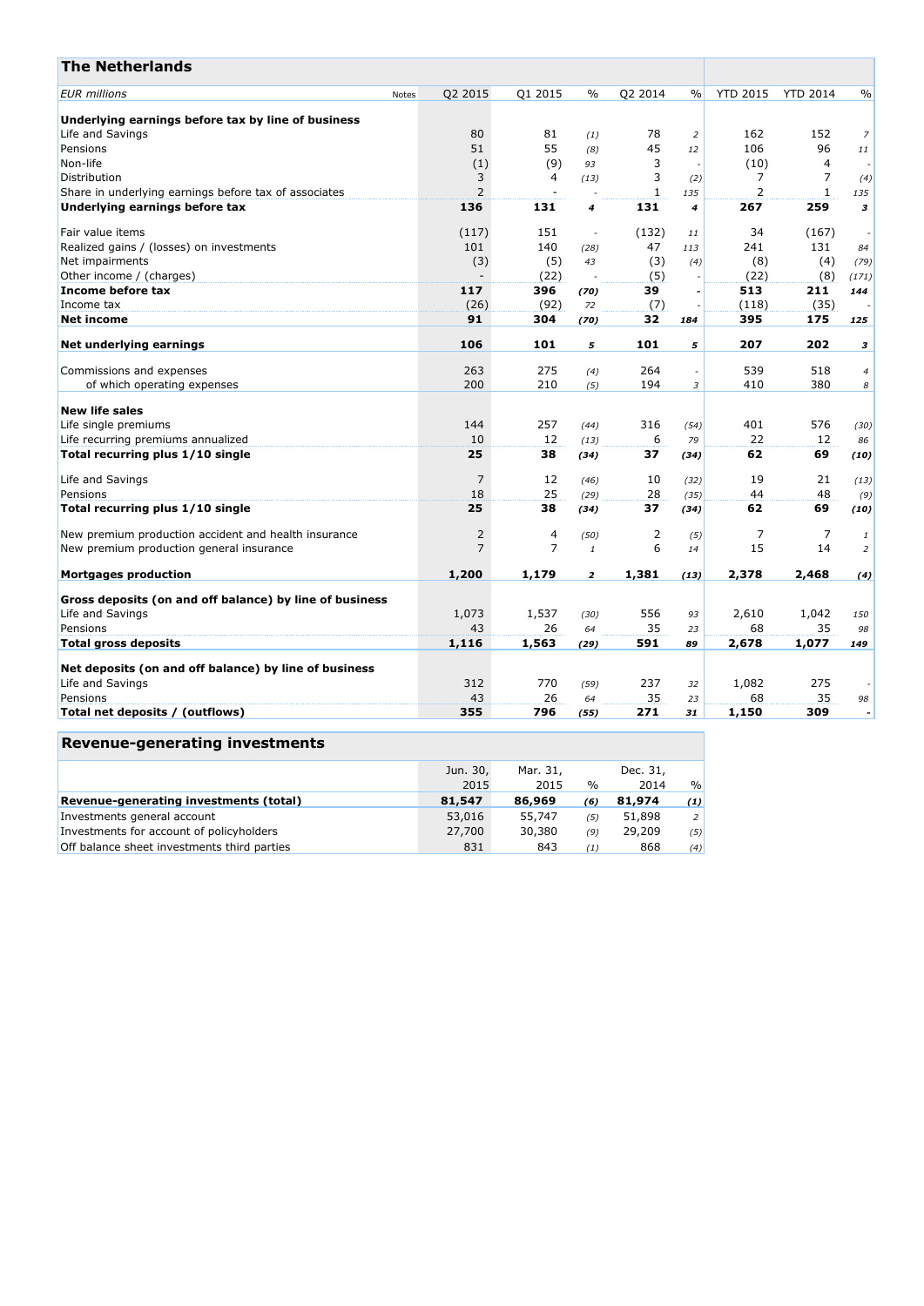## The Netherlands

| EUR millions | Notes | Q2 2015 | Q1 2015 | % | Q2 2014 | % | YTD 2015 | YTD 2014 | % |
|---|---|---|---|---|---|---|---|---|---|
| **Underlying earnings before tax by line of business** | | | | | | | | | |
| Life and Savings | | 80 | 81 | *(1)* | 78 | *2* | 162 | 152 | *7* |
| Pensions | | 51 | 55 | *(8)* | 45 | *12* | 106 | 96 | *11* |
| Non-life | | (1) | (9) | *93* | 3 | *-* | (10) | 4 | *-* |
| Distribution | | 3 | 4 | *(13)* | 3 | *(2)* | 7 | 7 | *(4)* |
| Share in underlying earnings before tax of associates | | 2 | - | *-* | 1 | *135* | 2 | 1 | *135* |
| **Underlying earnings before tax** | | **136** | **131** | ***4*** | **131** | ***4*** | **267** | **259** | ***3*** |
| Fair value items | | (117) | 151 | *-* | (132) | *11* | 34 | (167) | *-* |
| Realized gains / (losses) on investments | | 101 | 140 | *(28)* | 47 | *113* | 241 | 131 | *84* |
| Net impairments | | (3) | (5) | *43* | (3) | *(4)* | (8) | (4) | *(79)* |
| Other income / (charges) | | - | (22) | *-* | (5) | *-* | (22) | (8) | *(171)* |
| **Income before tax** | | **117** | **396** | ***(70)*** | **39** | **-** | **513** | **211** | ***144*** |
| Income tax | | (26) | (92) | *72* | (7) | *-* | (118) | (35) | *-* |
| **Net income** | | **91** | **304** | ***(70)*** | **32** | ***184*** | **395** | **175** | ***125*** |
| **Net underlying earnings** | | **106** | **101** | ***5*** | **101** | ***5*** | **207** | **202** | ***3*** |
| Commissions and expenses | | 263 | 275 | *(4)* | 264 | *-* | 539 | 518 | *4* |
| of which operating expenses | | 200 | 210 | *(5)* | 194 | *3* | 410 | 380 | *8* |
| **New life sales** | | | | | | | | | |
| Life single premiums | | 144 | 257 | *(44)* | 316 | *(54)* | 401 | 576 | *(30)* |
| Life recurring premiums annualized | | 10 | 12 | *(13)* | 6 | *79* | 22 | 12 | *86* |
| **Total recurring plus 1/10 single** | | **25** | **38** | ***(34)*** | **37** | ***(34)*** | **62** | **69** | ***(10)*** |
| Life and Savings | | 7 | 12 | *(46)* | 10 | *(32)* | 19 | 21 | *(13)* |
| Pensions | | 18 | 25 | *(29)* | 28 | *(35)* | 44 | 48 | *(9)* |
| **Total recurring plus 1/10 single** | | **25** | **38** | ***(34)*** | **37** | ***(34)*** | **62** | **69** | ***(10)*** |
| New premium production accident and health insurance | | 2 | 4 | *(50)* | 2 | *(5)* | 7 | 7 | *1* |
| New premium production general insurance | | 7 | 7 | *1* | 6 | *14* | 15 | 14 | *2* |
| **Mortgages production** | | **1,200** | **1,179** | ***2*** | **1,381** | ***(13)*** | **2,378** | **2,468** | ***(4)*** |
| **Gross deposits (on and off balance) by line of business** | | | | | | | | | |
| Life and Savings | | 1,073 | 1,537 | *(30)* | 556 | *93* | 2,610 | 1,042 | *150* |
| Pensions | | 43 | 26 | *64* | 35 | *23* | 68 | 35 | *98* |
| **Total gross deposits** | | **1,116** | **1,563** | ***(29)*** | **591** | ***89*** | **2,678** | **1,077** | ***149*** |
| **Net deposits (on and off balance) by line of business** | | | | | | | | | |
| Life and Savings | | 312 | 770 | *(59)* | 237 | *32* | 1,082 | 275 | *-* |
| Pensions | | 43 | 26 | *64* | 35 | *23* | 68 | 35 | *98* |
| **Total net deposits / (outflows)** | | **355** | **796** | ***(55)*** | **271** | ***31*** | **1,150** | **309** | **-** |

## Revenue-generating investments

| | Jun. 30, 2015 | Mar. 31, 2015 | % | Dec. 31, 2014 | % |
|---|---|---|---|---|---|
| **Revenue-generating investments (total)** | **81,547** | **86,969** | ***(6)*** | **81,974** | ***(1)*** |
| Investments general account | 53,016 | 55,747 | *(5)* | 51,898 | *2* |
| Investments for account of policyholders | 27,700 | 30,380 | *(9)* | 29,209 | *(5)* |
| Off balance sheet investments third parties | 831 | 843 | *(1)* | 868 | *(4)* |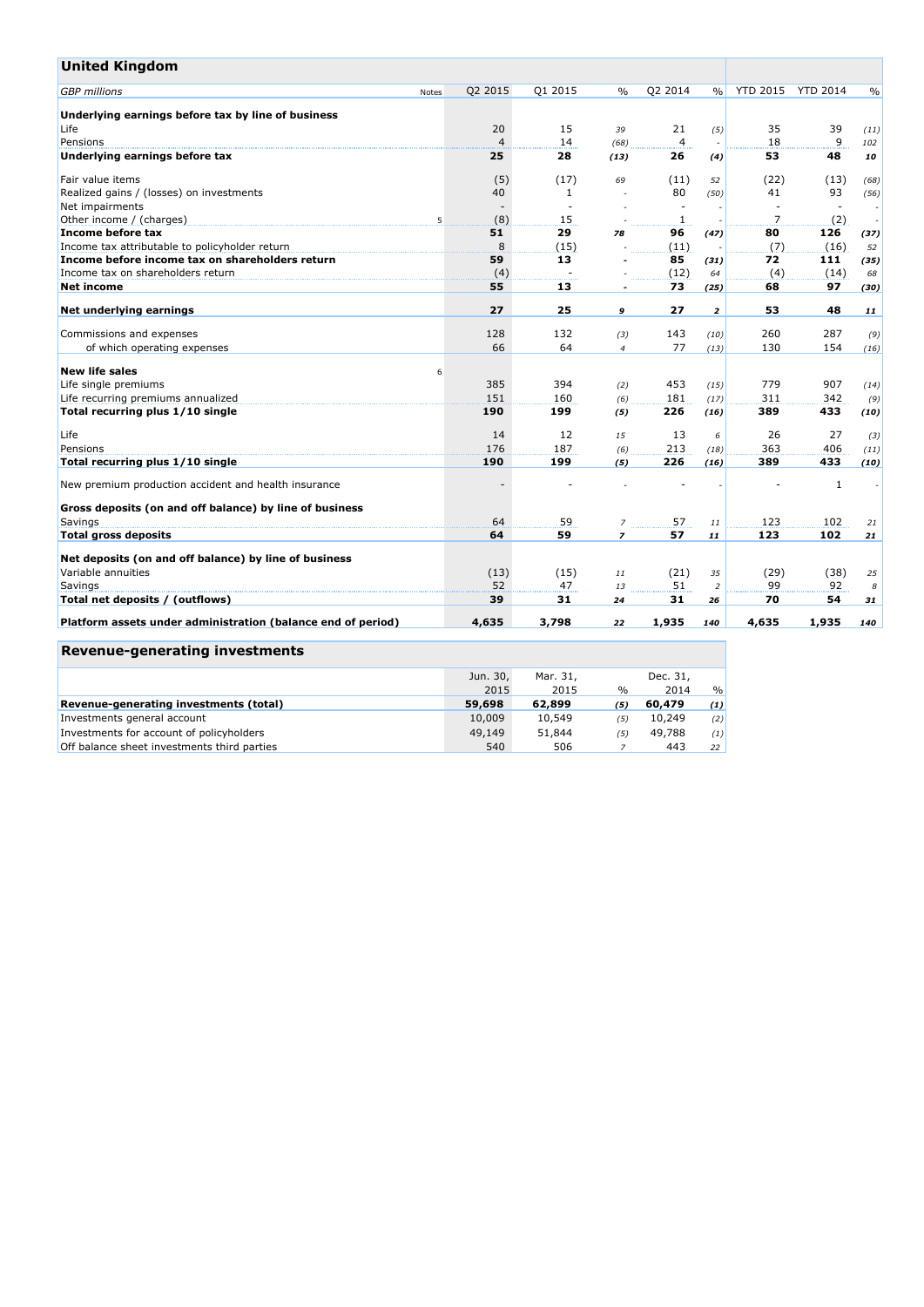## United Kingdom

| *GBP millions* | Notes | Q2 2015 | Q1 2015 | % | Q2 2014 | % | YTD 2015 | YTD 2014 | % |
|---|---|---|---|---|---|---|---|---|---|
| **Underlying earnings before tax by line of business** | | | | | | | | | |
| Life | | 20 | 15 | *39* | 21 | *(5)* | 35 | 39 | *(11)* |
| Pensions | | 4 | 14 | *(68)* | 4 | *-* | 18 | 9 | *102* |
| **Underlying earnings before tax** | | **25** | **28** | ***(13)*** | **26** | ***(4)*** | **53** | **48** | ***10*** |
| | | | | | | | | | |
| Fair value items | | (5) | (17) | *69* | (11) | *52* | (22) | (13) | *(68)* |
| Realized gains / (losses) on investments | | 40 | 1 | *-* | 80 | *(50)* | 41 | 93 | *(56)* |
| Net impairments | | - | - | *-* | - | *-* | - | - | *-* |
| Other income / (charges) | 5 | (8) | 15 | *-* | 1 | *-* | 7 | (2) | *-* |
| **Income before tax** | | **51** | **29** | ***78*** | **96** | ***(47)*** | **80** | **126** | ***(37)*** |
| Income tax attributable to policyholder return | | 8 | (15) | *-* | (11) | *-* | (7) | (16) | *52* |
| **Income before income tax on shareholders return** | | **59** | **13** | ***-*** | **85** | ***(31)*** | **72** | **111** | ***(35)*** |
| Income tax on shareholders return | | (4) | - | *-* | (12) | *64* | (4) | (14) | *68* |
| **Net income** | | **55** | **13** | ***-*** | **73** | ***(25)*** | **68** | **97** | ***(30)*** |
| | | | | | | | | | |
| **Net underlying earnings** | | **27** | **25** | ***9*** | **27** | ***2*** | **53** | **48** | ***11*** |
| | | | | | | | | | |
| Commissions and expenses | | 128 | 132 | *(3)* | 143 | *(10)* | 260 | 287 | *(9)* |
| of which operating expenses | | 66 | 64 | *4* | 77 | *(13)* | 130 | 154 | *(16)* |
| | | | | | | | | | |
| **New life sales** | 6 | | | | | | | | |
| Life single premiums | | 385 | 394 | *(2)* | 453 | *(15)* | 779 | 907 | *(14)* |
| Life recurring premiums annualized | | 151 | 160 | *(6)* | 181 | *(17)* | 311 | 342 | *(9)* |
| **Total recurring plus 1/10 single** | | **190** | **199** | ***(5)*** | **226** | ***(16)*** | **389** | **433** | ***(10)*** |
| | | | | | | | | | |
| Life | | 14 | 12 | *15* | 13 | *6* | 26 | 27 | *(3)* |
| Pensions | | 176 | 187 | *(6)* | 213 | *(18)* | 363 | 406 | *(11)* |
| **Total recurring plus 1/10 single** | | **190** | **199** | ***(5)*** | **226** | ***(16)*** | **389** | **433** | ***(10)*** |
| | | | | | | | | | |
| New premium production accident and health insurance | | - | - | *-* | - | *-* | - | 1 | *-* |
| | | | | | | | | | |
| **Gross deposits (on and off balance) by line of business** | | | | | | | | | |
| Savings | | 64 | 59 | *7* | 57 | *11* | 123 | 102 | *21* |
| **Total gross deposits** | | **64** | **59** | ***7*** | **57** | ***11*** | **123** | **102** | ***21*** |
| | | | | | | | | | |
| **Net deposits (on and off balance) by line of business** | | | | | | | | | |
| Variable annuities | | (13) | (15) | *11* | (21) | *35* | (29) | (38) | *25* |
| Savings | | 52 | 47 | *13* | 51 | *2* | 99 | 92 | *8* |
| **Total net deposits / (outflows)** | | **39** | **31** | ***24*** | **31** | ***26*** | **70** | **54** | ***31*** |
| | | | | | | | | | |
| **Platform assets under administration (balance end of period)** | | **4,635** | **3,798** | ***22*** | **1,935** | ***140*** | **4,635** | **1,935** | ***140*** |

## Revenue-generating investments

| | Jun. 30, 2015 | Mar. 31, 2015 | % | Dec. 31, 2014 | % |
|---|---|---|---|---|---|
| **Revenue-generating investments (total)** | **59,698** | **62,899** | ***(5)*** | **60,479** | ***(1)*** |
| Investments general account | 10,009 | 10,549 | *(5)* | 10,249 | *(2)* |
| Investments for account of policyholders | 49,149 | 51,844 | *(5)* | 49,788 | *(1)* |
| Off balance sheet investments third parties | 540 | 506 | *7* | 443 | *22* |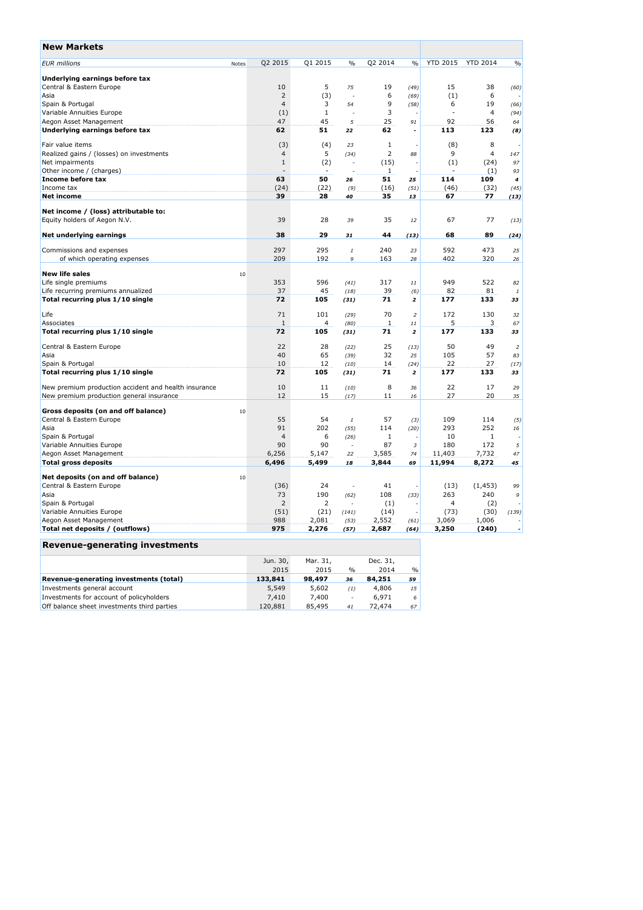## New Markets

| EUR millions | Notes | Q2 2015 | Q1 2015 | % | Q2 2014 | % | YTD 2015 | YTD 2014 | % |
|---|---|---|---|---|---|---|---|---|---|
| **Underlying earnings before tax** | | | | | | | | | |
| Central & Eastern Europe | | 10 | 5 | *75* | 19 | *(49)* | 15 | 38 | *(60)* |
| Asia | | 2 | (3) | - | 6 | *(69)* | (1) | 6 | - |
| Spain & Portugal | | 4 | 3 | *54* | 9 | *(58)* | 6 | 19 | *(66)* |
| Variable Annuities Europe | | (1) | 1 | - | 3 | - | - | 4 | *(94)* |
| Aegon Asset Management | | 47 | 45 | *5* | 25 | *91* | 92 | 56 | *64* |
| **Underlying earnings before tax** | | **62** | **51** | ***22*** | **62** | **-** | **113** | **123** | ***(8)*** |
| Fair value items | | (3) | (4) | *23* | 1 | - | (8) | 8 | - |
| Realized gains / (losses) on investments | | 4 | 5 | *(34)* | 2 | *88* | 9 | 4 | *147* |
| Net impairments | | 1 | (2) | - | (15) | - | (1) | (24) | *97* |
| Other income / (charges) | | - | - | - | 1 | - | - | (1) | *93* |
| **Income before tax** | | **63** | **50** | ***26*** | **51** | ***25*** | **114** | **109** | ***4*** |
| Income tax | | (24) | (22) | *(9)* | (16) | *(51)* | (46) | (32) | *(45)* |
| **Net income** | | **39** | **28** | ***40*** | **35** | ***13*** | **67** | **77** | ***(13)*** |
| **Net income / (loss) attributable to:** | | | | | | | | | |
| Equity holders of Aegon N.V. | | 39 | 28 | *39* | 35 | *12* | 67 | 77 | *(13)* |
| **Net underlying earnings** | | **38** | **29** | ***31*** | **44** | ***(13)*** | **68** | **89** | ***(24)*** |
| Commissions and expenses | | 297 | 295 | *1* | 240 | *23* | 592 | 473 | *25* |
| of which operating expenses | | 209 | 192 | *9* | 163 | *28* | 402 | 320 | *26* |
| **New life sales** | 10 | | | | | | | | |
| Life single premiums | | 353 | 596 | *(41)* | 317 | *11* | 949 | 522 | *82* |
| Life recurring premiums annualized | | 37 | 45 | *(18)* | 39 | *(6)* | 82 | 81 | *1* |
| **Total recurring plus 1/10 single** | | **72** | **105** | ***(31)*** | **71** | ***2*** | **177** | **133** | ***33*** |
| Life | | 71 | 101 | *(29)* | 70 | *2* | 172 | 130 | *32* |
| Associates | | 1 | 4 | *(80)* | 1 | *11* | 5 | 3 | *67* |
| **Total recurring plus 1/10 single** | | **72** | **105** | ***(31)*** | **71** | ***2*** | **177** | **133** | ***33*** |
| Central & Eastern Europe | | 22 | 28 | *(22)* | 25 | *(13)* | 50 | 49 | *2* |
| Asia | | 40 | 65 | *(39)* | 32 | *25* | 105 | 57 | *83* |
| Spain & Portugal | | 10 | 12 | *(10)* | 14 | *(24)* | 22 | 27 | *(17)* |
| **Total recurring plus 1/10 single** | | **72** | **105** | ***(31)*** | **71** | ***2*** | **177** | **133** | ***33*** |
| New premium production accident and health insurance | | 10 | 11 | *(10)* | 8 | *36* | 22 | 17 | *29* |
| New premium production general insurance | | 12 | 15 | *(17)* | 11 | *16* | 27 | 20 | *35* |
| **Gross deposits (on and off balance)** | 10 | | | | | | | | |
| Central & Eastern Europe | | 55 | 54 | *1* | 57 | *(3)* | 109 | 114 | *(5)* |
| Asia | | 91 | 202 | *(55)* | 114 | *(20)* | 293 | 252 | *16* |
| Spain & Portugal | | 4 | 6 | *(26)* | 1 | - | 10 | 1 | - |
| Variable Annuities Europe | | 90 | 90 | - | 87 | *3* | 180 | 172 | *5* |
| Aegon Asset Management | | 6,256 | 5,147 | *22* | 3,585 | *74* | 11,403 | 7,732 | *47* |
| **Total gross deposits** | | **6,496** | **5,499** | ***18*** | **3,844** | ***69*** | **11,994** | **8,272** | ***45*** |
| **Net deposits (on and off balance)** | 10 | | | | | | | | |
| Central & Eastern Europe | | (36) | 24 | - | 41 | - | (13) | (1,453) | *99* |
| Asia | | 73 | 190 | *(62)* | 108 | *(33)* | 263 | 240 | *9* |
| Spain & Portugal | | 2 | 2 | - | (1) | - | 4 | (2) | - |
| Variable Annuities Europe | | (51) | (21) | *(141)* | (14) | - | (73) | (30) | *(139)* |
| Aegon Asset Management | | 988 | 2,081 | *(53)* | 2,552 | *(61)* | 3,069 | 1,006 | - |
| **Total net deposits / (outflows)** | | **975** | **2,276** | ***(57)*** | **2,687** | ***(64)*** | **3,250** | **(240)** | **-** |

## Revenue-generating investments

| | Jun. 30, 2015 | Mar. 31, 2015 | % | Dec. 31, 2014 | % |
|---|---|---|---|---|---|
| **Revenue-generating investments (total)** | **133,841** | **98,497** | ***36*** | **84,251** | ***59*** |
| Investments general account | 5,549 | 5,602 | *(1)* | 4,806 | *15* |
| Investments for account of policyholders | 7,410 | 7,400 | - | 6,971 | *6* |
| Off balance sheet investments third parties | 120,881 | 85,495 | *41* | 72,474 | *67* |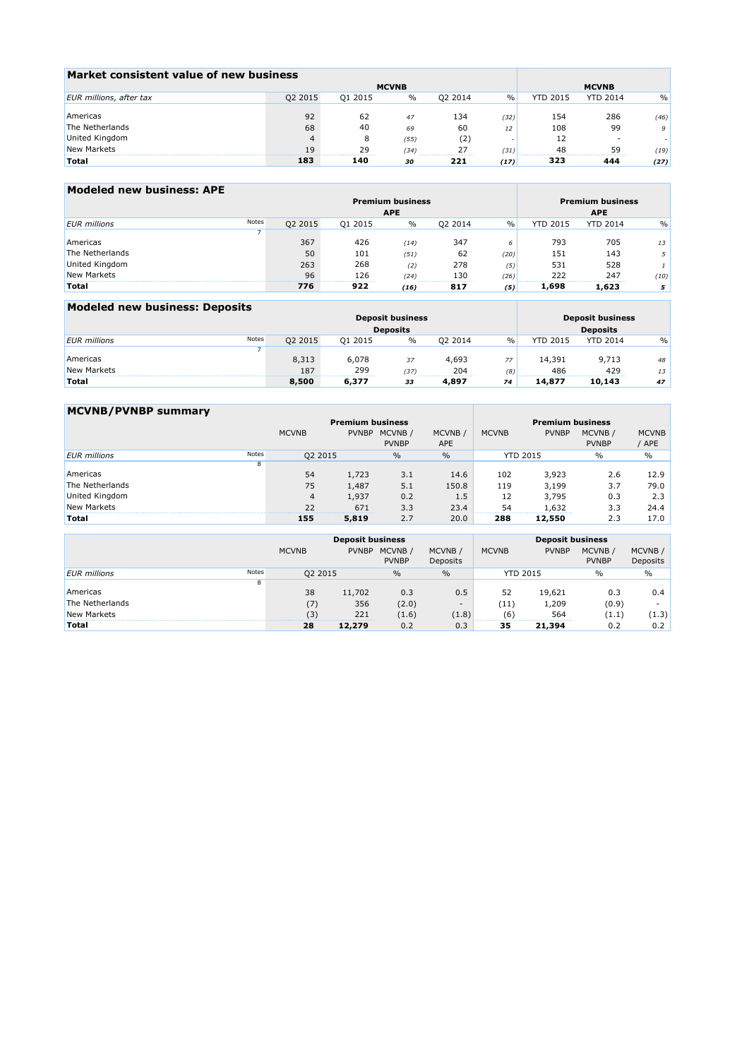## Market consistent value of new business

| EUR millions, after tax | Q2 2015 | Q1 2015 | % | Q2 2014 | % | YTD 2015 | YTD 2014 | % |
|---|---|---|---|---|---|---|---|---|
| | MCVNB | | | | | MCVNB | | |
| Americas | 92 | 62 | 47 | 134 | (32) | 154 | 286 | (46) |
| The Netherlands | 68 | 40 | 69 | 60 | 12 | 108 | 99 | 9 |
| United Kingdom | 4 | 8 | (55) | (2) | - | 12 | - | - |
| New Markets | 19 | 29 | (34) | 27 | (31) | 48 | 59 | (19) |
| **Total** | **183** | **140** | **30** | **221** | **(17)** | **323** | **444** | **(27)** |

## Modeled new business: APE

| EUR millions | Notes | Q2 2015 | Q1 2015 | % | Q2 2014 | % | YTD 2015 | YTD 2014 | % |
|---|---|---|---|---|---|---|---|---|---|
| | | Premium business APE | | | | | Premium business APE | | |
| | 7 | | | | | | | | |
| Americas | | 367 | 426 | (14) | 347 | 6 | 793 | 705 | 13 |
| The Netherlands | | 50 | 101 | (51) | 62 | (20) | 151 | 143 | 5 |
| United Kingdom | | 263 | 268 | (2) | 278 | (5) | 531 | 528 | 1 |
| New Markets | | 96 | 126 | (24) | 130 | (26) | 222 | 247 | (10) |
| **Total** | | **776** | **922** | **(16)** | **817** | **(5)** | **1,698** | **1,623** | **5** |

## Modeled new business: Deposits

| EUR millions | Notes | Q2 2015 | Q1 2015 | % | Q2 2014 | % | YTD 2015 | YTD 2014 | % |
|---|---|---|---|---|---|---|---|---|---|
| | | Deposit business Deposits | | | | | Deposit business Deposits | | |
| | 7 | | | | | | | | |
| Americas | | 8,313 | 6,078 | 37 | 4,693 | 77 | 14,391 | 9,713 | 48 |
| New Markets | | 187 | 299 | (37) | 204 | (8) | 486 | 429 | 13 |
| **Total** | | **8,500** | **6,377** | **33** | **4,897** | **74** | **14,877** | **10,143** | **47** |

## MCVNB/PVNBP summary

| | | Premium business | | | | Premium business | | | |
|---|---|---|---|---|---|---|---|---|---|
| | | MCVNB | PVNBP | MCVNB / PVNBP | MCVNB / APE | MCVNB | PVNBP | MCVNB / PVNBP | MCVNB / APE |
| EUR millions | Notes | Q2 2015 | | % | % | YTD 2015 | | % | % |
| | 8 | | | | | | | | |
| Americas | | 54 | 1,723 | 3.1 | 14.6 | 102 | 3,923 | 2.6 | 12.9 |
| The Netherlands | | 75 | 1,487 | 5.1 | 150.8 | 119 | 3,199 | 3.7 | 79.0 |
| United Kingdom | | 4 | 1,937 | 0.2 | 1.5 | 12 | 3,795 | 0.3 | 2.3 |
| New Markets | | 22 | 671 | 3.3 | 23.4 | 54 | 1,632 | 3.3 | 24.4 |
| **Total** | | **155** | **5,819** | 2.7 | 20.0 | **288** | **12,550** | 2.3 | 17.0 |

| | | Deposit business | | | | Deposit business | | | |
|---|---|---|---|---|---|---|---|---|---|
| | | MCVNB | PVNBP | MCVNB / PVNBP | MCVNB / Deposits | MCVNB | PVNBP | MCVNB / PVNBP | MCVNB / Deposits |
| EUR millions | Notes | Q2 2015 | | % | % | YTD 2015 | | % | % |
| | 8 | | | | | | | | |
| Americas | | 38 | 11,702 | 0.3 | 0.5 | 52 | 19,621 | 0.3 | 0.4 |
| The Netherlands | | (7) | 356 | (2.0) | - | (11) | 1,209 | (0.9) | - |
| New Markets | | (3) | 221 | (1.6) | (1.8) | (6) | 564 | (1.1) | (1.3) |
| **Total** | | **28** | **12,279** | 0.2 | 0.3 | **35** | **21,394** | 0.2 | 0.2 |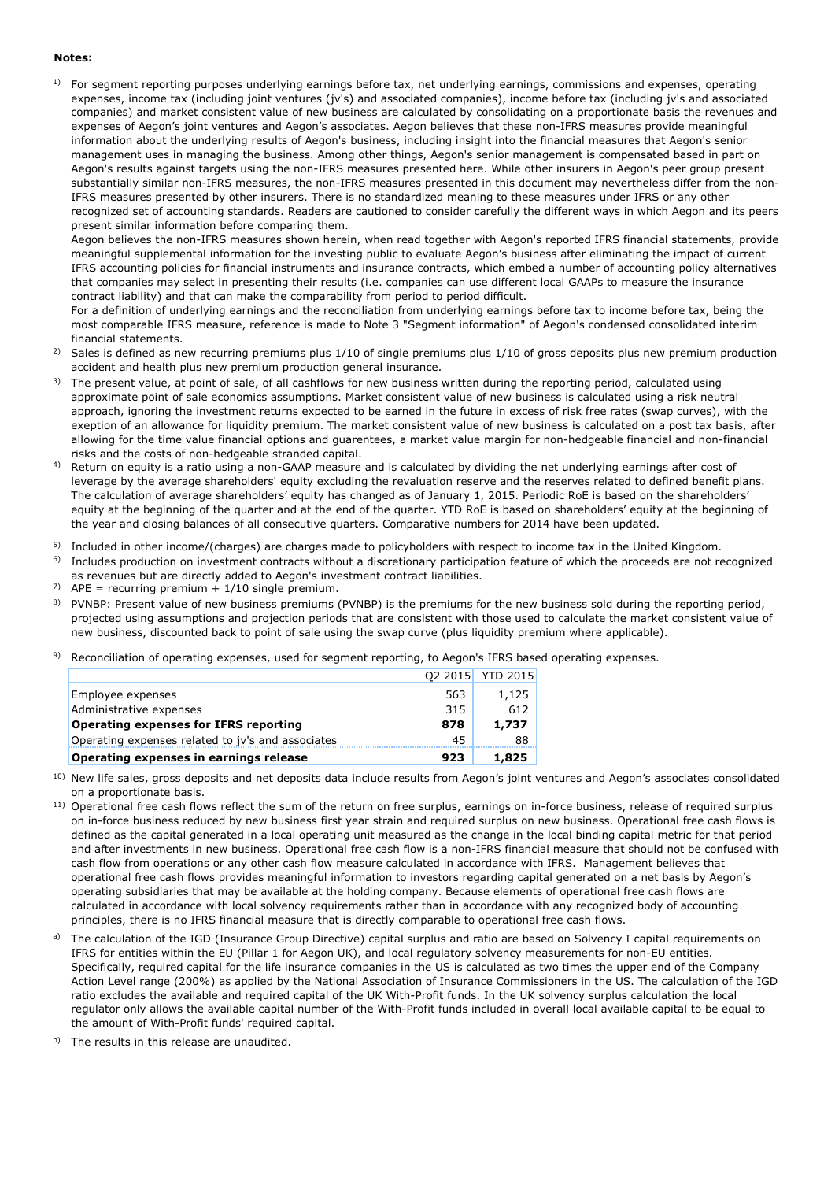**Notes:**

[1] For segment reporting purposes underlying earnings before tax, net underlying earnings, commissions and expenses, operating expenses, income tax (including joint ventures (jv's) and associated companies), income before tax (including jv's and associated companies) and market consistent value of new business are calculated by consolidating on a proportionate basis the revenues and expenses of Aegon's joint ventures and Aegon's associates. Aegon believes that these non-IFRS measures provide meaningful information about the underlying results of Aegon's business, including insight into the financial measures that Aegon's senior management uses in managing the business. Among other things, Aegon's senior management is compensated based in part on Aegon's results against targets using the non-IFRS measures presented here. While other insurers in Aegon's peer group present substantially similar non-IFRS measures, the non-IFRS measures presented in this document may nevertheless differ from the non-IFRS measures presented by other insurers. There is no standardized meaning to these measures under IFRS or any other recognized set of accounting standards. Readers are cautioned to consider carefully the different ways in which Aegon and its peers present similar information before comparing them.
Aegon believes the non-IFRS measures shown herein, when read together with Aegon's reported IFRS financial statements, provide meaningful supplemental information for the investing public to evaluate Aegon's business after eliminating the impact of current IFRS accounting policies for financial instruments and insurance contracts, which embed a number of accounting policy alternatives that companies may select in presenting their results (i.e. companies can use different local GAAPs to measure the insurance contract liability) and that can make the comparability from period to period difficult.
For a definition of underlying earnings and the reconciliation from underlying earnings before tax to income before tax, being the most comparable IFRS measure, reference is made to Note 3 "Segment information" of Aegon's condensed consolidated interim financial statements.

[2] Sales is defined as new recurring premiums plus 1/10 of single premiums plus 1/10 of gross deposits plus new premium production accident and health plus new premium production general insurance.

[3] The present value, at point of sale, of all cashflows for new business written during the reporting period, calculated using approximate point of sale economics assumptions. Market consistent value of new business is calculated using a risk neutral approach, ignoring the investment returns expected to be earned in the future in excess of risk free rates (swap curves), with the exeption of an allowance for liquidity premium. The market consistent value of new business is calculated on a post tax basis, after allowing for the time value financial options and guarentees, a market value margin for non-hedgeable financial and non-financial risks and the costs of non-hedgeable stranded capital.

[4] Return on equity is a ratio using a non-GAAP measure and is calculated by dividing the net underlying earnings after cost of leverage by the average shareholders' equity excluding the revaluation reserve and the reserves related to defined benefit plans. The calculation of average shareholders' equity has changed as of January 1, 2015. Periodic RoE is based on the shareholders' equity at the beginning of the quarter and at the end of the quarter. YTD RoE is based on shareholders' equity at the beginning of the year and closing balances of all consecutive quarters. Comparative numbers for 2014 have been updated.

[5] Included in other income/(charges) are charges made to policyholders with respect to income tax in the United Kingdom.

[6] Includes production on investment contracts without a discretionary participation feature of which the proceeds are not recognized as revenues but are directly added to Aegon's investment contract liabilities.

[7] APE = recurring premium + 1/10 single premium.

[8] PVNBP: Present value of new business premiums (PVNBP) is the premiums for the new business sold during the reporting period, projected using assumptions and projection periods that are consistent with those used to calculate the market consistent value of new business, discounted back to point of sale using the swap curve (plus liquidity premium where applicable).

[9] Reconciliation of operating expenses, used for segment reporting, to Aegon's IFRS based operating expenses.

| | Q2 2015 | YTD 2015 |
|---|---|---|
| Employee expenses | 563 | 1,125 |
| Administrative expenses | 315 | 612 |
| **Operating expenses for IFRS reporting** | **878** | **1,737** |
| Operating expenses related to jv's and associates | 45 | 88 |
| **Operating expenses in earnings release** | **923** | **1,825** |

[10] New life sales, gross deposits and net deposits data include results from Aegon's joint ventures and Aegon's associates consolidated on a proportionate basis.

[11] Operational free cash flows reflect the sum of the return on free surplus, earnings on in-force business, release of required surplus on in-force business reduced by new business first year strain and required surplus on new business. Operational free cash flows is defined as the capital generated in a local operating unit measured as the change in the local binding capital metric for that period and after investments in new business. Operational free cash flow is a non-IFRS financial measure that should not be confused with cash flow from operations or any other cash flow measure calculated in accordance with IFRS. Management believes that operational free cash flows provides meaningful information to investors regarding capital generated on a net basis by Aegon's operating subsidiaries that may be available at the holding company. Because elements of operational free cash flows are calculated in accordance with local solvency requirements rather than in accordance with any recognized body of accounting principles, there is no IFRS financial measure that is directly comparable to operational free cash flows.

[a] The calculation of the IGD (Insurance Group Directive) capital surplus and ratio are based on Solvency I capital requirements on IFRS for entities within the EU (Pillar 1 for Aegon UK), and local regulatory solvency measurements for non-EU entities. Specifically, required capital for the life insurance companies in the US is calculated as two times the upper end of the Company Action Level range (200%) as applied by the National Association of Insurance Commissioners in the US. The calculation of the IGD ratio excludes the available and required capital of the UK With-Profit funds. In the UK solvency surplus calculation the local regulator only allows the available capital number of the With-Profit funds included in overall local available capital to be equal to the amount of With-Profit funds' required capital.

[b] The results in this release are unaudited.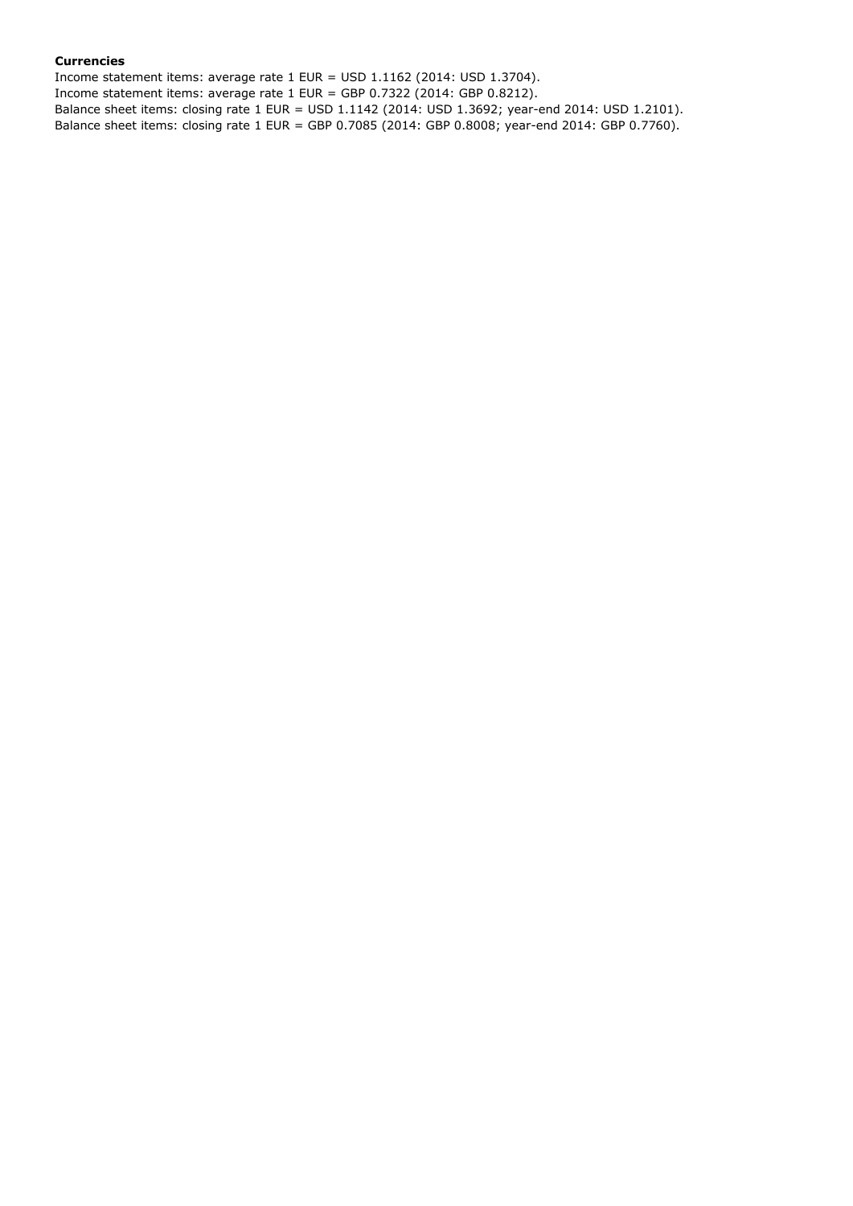**Currencies**

Income statement items: average rate 1 EUR = USD 1.1162 (2014: USD 1.3704).
Income statement items: average rate 1 EUR = GBP 0.7322 (2014: GBP 0.8212).
Balance sheet items: closing rate 1 EUR = USD 1.1142 (2014: USD 1.3692; year-end 2014: USD 1.2101).
Balance sheet items: closing rate 1 EUR = GBP 0.7085 (2014: GBP 0.8008; year-end 2014: GBP 0.7760).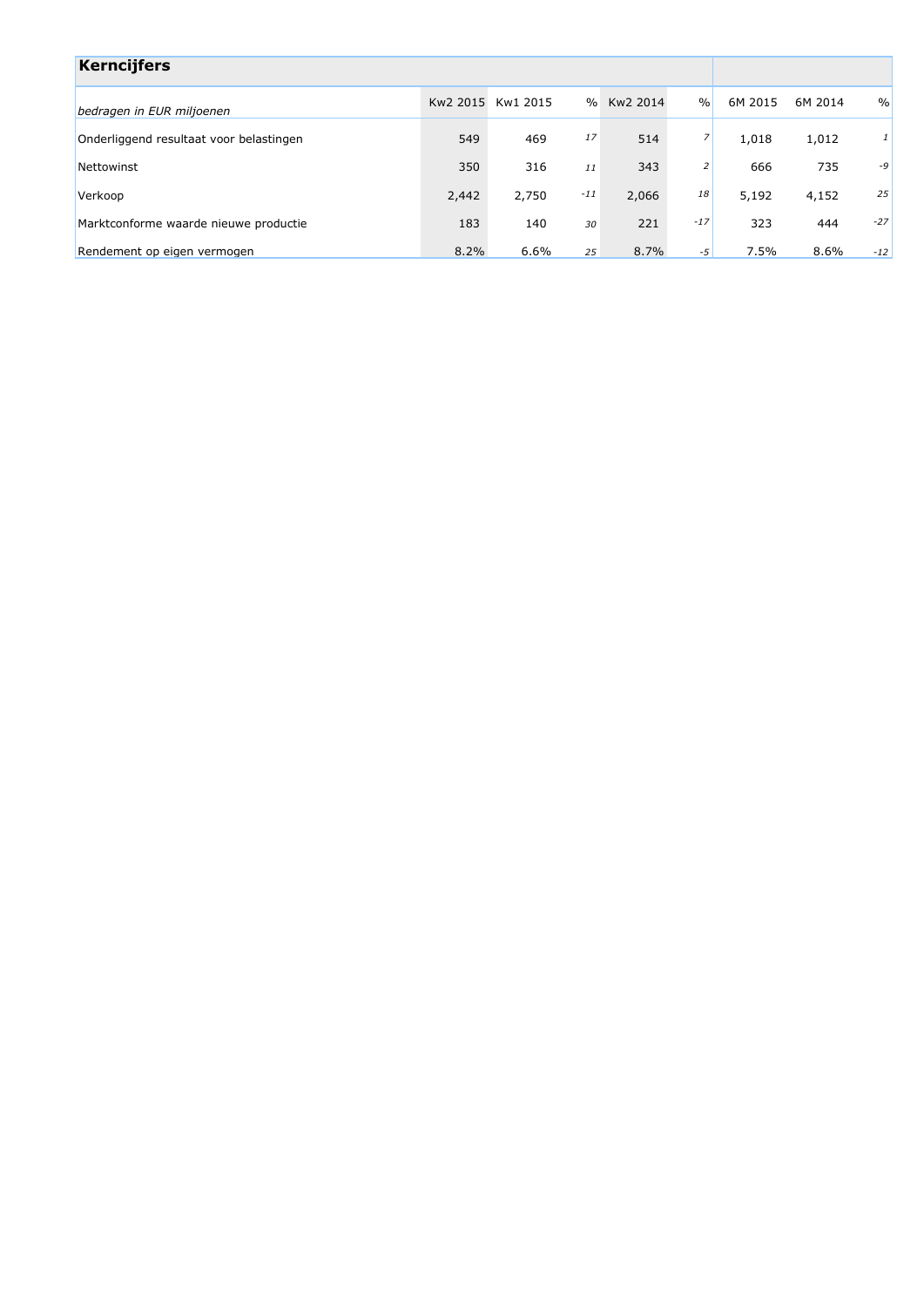## Kerncijfers

| *bedragen in EUR miljoenen* | Kw2 2015 | Kw1 2015 | % | Kw2 2014 | % | 6M 2015 | 6M 2014 | % |
|---|---|---|---|---|---|---|---|---|
| Onderliggend resultaat voor belastingen | 549 | 469 | *17* | 514 | *7* | 1,018 | 1,012 | *1* |
| Nettowinst | 350 | 316 | *11* | 343 | *2* | 666 | 735 | *-9* |
| Verkoop | 2,442 | 2,750 | *-11* | 2,066 | *18* | 5,192 | 4,152 | *25* |
| Marktconforme waarde nieuwe productie | 183 | 140 | *30* | 221 | *-17* | 323 | 444 | *-27* |
| Rendement op eigen vermogen | 8.2% | 6.6% | *25* | 8.7% | *-5* | 7.5% | 8.6% | *-12* |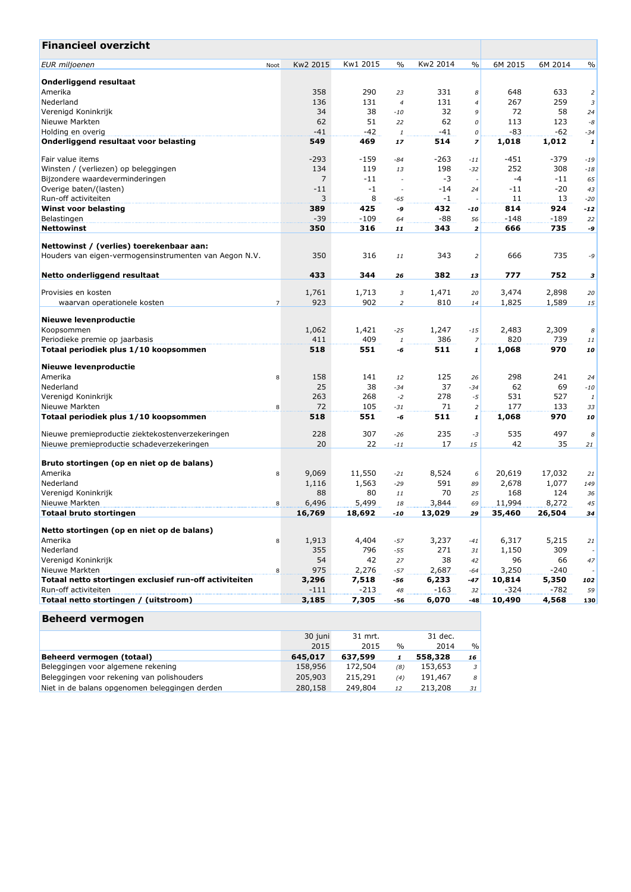## Financieel overzicht

| EUR miljoenen | Noot | Kw2 2015 | Kw1 2015 | % | Kw2 2014 | % | 6M 2015 | 6M 2014 | % |
|---|---|---|---|---|---|---|---|---|---|
| **Onderliggend resultaat** | | | | | | | | | |
| Amerika | | 358 | 290 | 23 | 331 | 8 | 648 | 633 | 2 |
| Nederland | | 136 | 131 | 4 | 131 | 4 | 267 | 259 | 3 |
| Verenigd Koninkrijk | | 34 | 38 | -10 | 32 | 9 | 72 | 58 | 24 |
| Nieuwe Markten | | 62 | 51 | 22 | 62 | 0 | 113 | 123 | -8 |
| Holding en overig | | -41 | -42 | 1 | -41 | 0 | -83 | -62 | -34 |
| **Onderliggend resultaat voor belasting** | | **549** | **469** | **17** | **514** | **7** | **1,018** | **1,012** | **1** |
| | | | | | | | | | |
| Fair value items | | -293 | -159 | -84 | -263 | -11 | -451 | -379 | -19 |
| Winsten / (verliezen) op beleggingen | | 134 | 119 | 13 | 198 | -32 | 252 | 308 | -18 |
| Bijzondere waardeverminderingen | | 7 | -11 | - | -3 | - | -4 | -11 | 65 |
| Overige baten/(lasten) | | -11 | -1 | - | -14 | 24 | -11 | -20 | 43 |
| Run-off activiteiten | | 3 | 8 | -65 | -1 | - | 11 | 13 | -20 |
| **Winst voor belasting** | | **389** | **425** | **-9** | **432** | **-10** | **814** | **924** | **-12** |
| Belastingen | | -39 | -109 | 64 | -88 | 56 | -148 | -189 | 22 |
| **Nettowinst** | | **350** | **316** | **11** | **343** | **2** | **666** | **735** | **-9** |
| | | | | | | | | | |
| **Nettowinst / (verlies) toerekenbaar aan:** | | | | | | | | | |
| Houders van eigen-vermogensinstrumenten van Aegon N.V. | | 350 | 316 | 11 | 343 | 2 | 666 | 735 | -9 |
| | | | | | | | | | |
| **Netto onderliggend resultaat** | | **433** | **344** | **26** | **382** | **13** | **777** | **752** | **3** |
| | | | | | | | | | |
| Provisies en kosten | | 1,761 | 1,713 | 3 | 1,471 | 20 | 3,474 | 2,898 | 20 |
| waarvan operationele kosten | 7 | 923 | 902 | 2 | 810 | 14 | 1,825 | 1,589 | 15 |
| | | | | | | | | | |
| **Nieuwe levenproductie** | | | | | | | | | |
| Koopsommen | | 1,062 | 1,421 | -25 | 1,247 | -15 | 2,483 | 2,309 | 8 |
| Periodieke premie op jaarbasis | | 411 | 409 | 1 | 386 | 7 | 820 | 739 | 11 |
| **Totaal periodiek plus 1/10 koopsommen** | | **518** | **551** | **-6** | **511** | **1** | **1,068** | **970** | **10** |
| | | | | | | | | | |
| **Nieuwe levenproductie** | | | | | | | | | |
| Amerika | 8 | 158 | 141 | 12 | 125 | 26 | 298 | 241 | 24 |
| Nederland | | 25 | 38 | -34 | 37 | -34 | 62 | 69 | -10 |
| Verenigd Koninkrijk | | 263 | 268 | -2 | 278 | -5 | 531 | 527 | 1 |
| Nieuwe Markten | 8 | 72 | 105 | -31 | 71 | 2 | 177 | 133 | 33 |
| **Totaal periodiek plus 1/10 koopsommen** | | **518** | **551** | **-6** | **511** | **1** | **1,068** | **970** | **10** |
| | | | | | | | | | |
| Nieuwe premieproductie ziektekostenverzekeringen | | 228 | 307 | -26 | 235 | -3 | 535 | 497 | 8 |
| Nieuwe premieproductie schadeverzekeringen | | 20 | 22 | -11 | 17 | 15 | 42 | 35 | 21 |
| | | | | | | | | | |
| **Bruto stortingen (op en niet op de balans)** | | | | | | | | | |
| Amerika | 8 | 9,069 | 11,550 | -21 | 8,524 | 6 | 20,619 | 17,032 | 21 |
| Nederland | | 1,116 | 1,563 | -29 | 591 | 89 | 2,678 | 1,077 | 149 |
| Verenigd Koninkrijk | | 88 | 80 | 11 | 70 | 25 | 168 | 124 | 36 |
| Nieuwe Markten | 8 | 6,496 | 5,499 | 18 | 3,844 | 69 | 11,994 | 8,272 | 45 |
| **Totaal bruto stortingen** | | **16,769** | **18,692** | **-10** | **13,029** | **29** | **35,460** | **26,504** | **34** |
| | | | | | | | | | |
| **Netto stortingen (op en niet op de balans)** | | | | | | | | | |
| Amerika | 8 | 1,913 | 4,404 | -57 | 3,237 | -41 | 6,317 | 5,215 | 21 |
| Nederland | | 355 | 796 | -55 | 271 | 31 | 1,150 | 309 | - |
| Verenigd Koninkrijk | | 54 | 42 | 27 | 38 | 42 | 96 | 66 | 47 |
| Nieuwe Markten | 8 | 975 | 2,276 | -57 | 2,687 | -64 | 3,250 | -240 | - |
| **Totaal netto stortingen exclusief run-off activiteiten** | | **3,296** | **7,518** | **-56** | **6,233** | **-47** | **10,814** | **5,350** | **102** |
| Run-off activiteiten | | -111 | -213 | 48 | -163 | 32 | -324 | -782 | 59 |
| **Totaal netto stortingen / (uitstroom)** | | **3,185** | **7,305** | **-56** | **6,070** | **-48** | **10,490** | **4,568** | **130** |

## Beheerd vermogen

| | 30 juni 2015 | 31 mrt. 2015 | % | 31 dec. 2014 | % |
|---|---|---|---|---|---|
| **Beheerd vermogen (totaal)** | **645,017** | **637,599** | **1** | **558,328** | **16** |
| Beleggingen voor algemene rekening | 158,956 | 172,504 | (8) | 153,653 | 3 |
| Beleggingen voor rekening van polishouders | 205,903 | 215,291 | (4) | 191,467 | 8 |
| Niet in de balans opgenomen beleggingen derden | 280,158 | 249,804 | 12 | 213,208 | 31 |